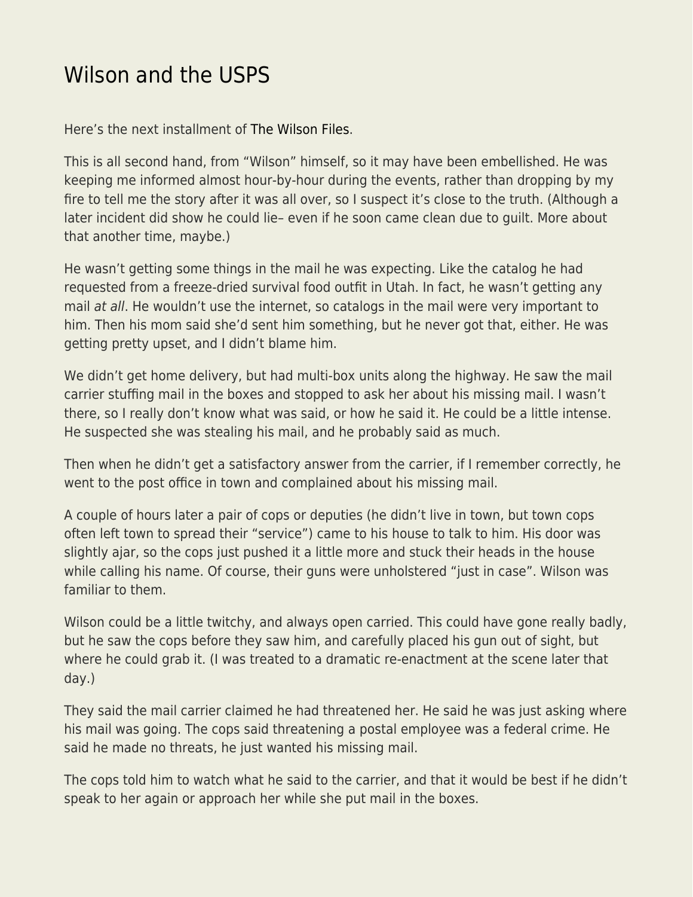# Wilson and the USPS

Here's the next installment of The Wilson Files.

This is all second hand, from "Wilson" himself, so it may have been embellished. He was keeping me informed almost hour-by-hour during the events, rather than dropping by my fire to tell me the story after it was all over, so I suspect it's close to the truth. (Although a later incident did show he could lie– even if he soon came clean due to guilt. More about that another time, maybe.)

He wasn't getting some things in the mail he was expecting. Like the catalog he had requested from a freeze-dried survival food outfit in Utah. In fact, he wasn't getting any mail *at all*. He wouldn't use the internet, so catalogs in the mail were very important to him. Then his mom said she'd sent him something, but he never got that, either. He was getting pretty upset, and I didn't blame him.

We didn't get home delivery, but had multi-box units along the highway. He saw the mail carrier stuffing mail in the boxes and stopped to ask her about his missing mail. I wasn't there, so I really don't know what was said, or how he said it. He could be a little intense. He suspected she was stealing his mail, and he probably said as much.

Then when he didn't get a satisfactory answer from the carrier, if I remember correctly, he went to the post office in town and complained about his missing mail.

A couple of hours later a pair of cops or deputies (he didn't live in town, but town cops often left town to spread their "service") came to his house to talk to him. His door was slightly ajar, so the cops just pushed it a little more and stuck their heads in the house while calling his name. Of course, their guns were unholstered "just in case". Wilson was familiar to them.

Wilson could be a little twitchy, and always open carried. This could have gone really badly, but he saw the cops before they saw him, and carefully placed his gun out of sight, but where he could grab it. (I was treated to a dramatic re-enactment at the scene later that day.)

They said the mail carrier claimed he had threatened her. He said he was just asking where his mail was going. The cops said threatening a postal employee was a federal crime. He said he made no threats, he just wanted his missing mail.

The cops told him to watch what he said to the carrier, and that it would be best if he didn't speak to her again or approach her while she put mail in the boxes.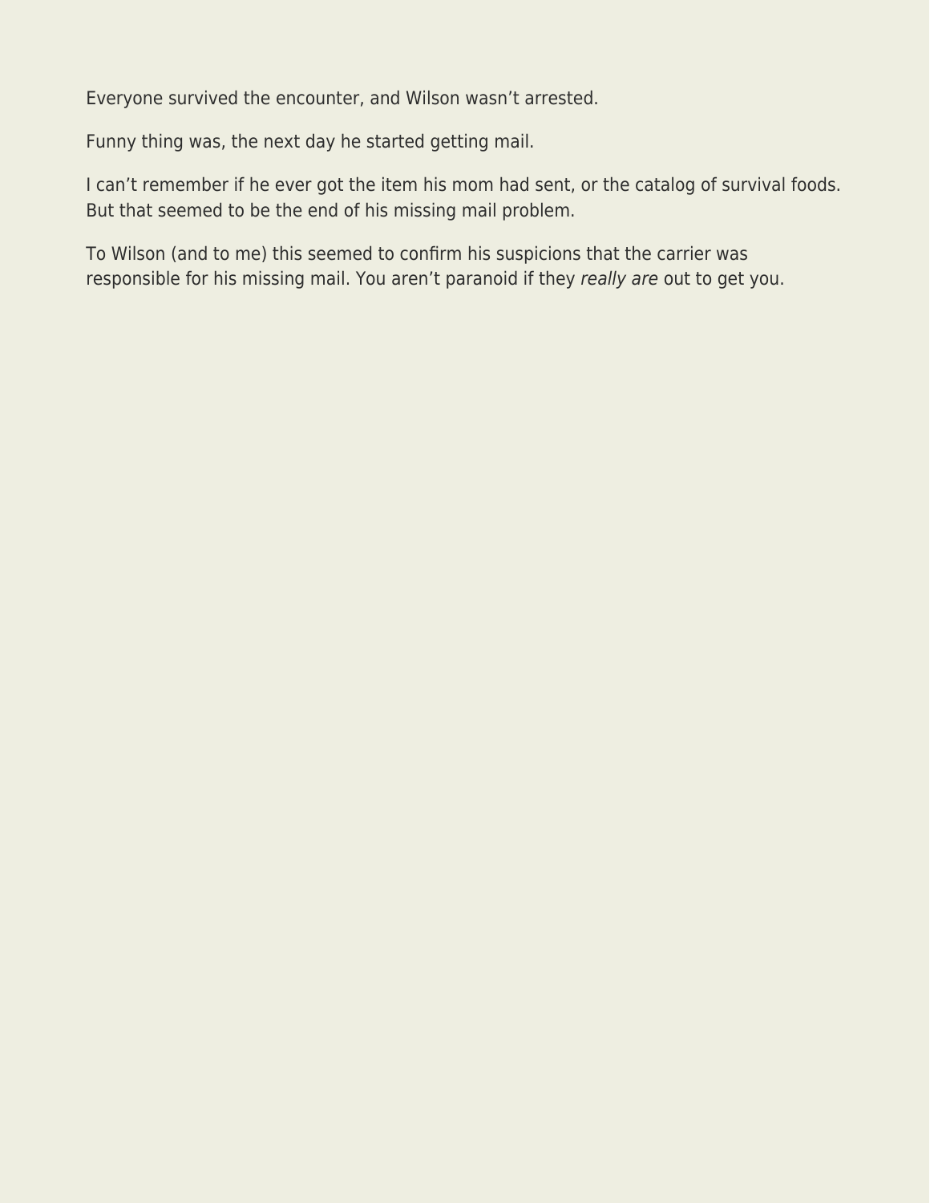Everyone survived the encounter, and Wilson wasn't arrested.

Funny thing was, the next day he started getting mail.

I can't remember if he ever got the item his mom had sent, or the catalog of survival foods. But that seemed to be the end of his missing mail problem.

To Wilson (and to me) this seemed to confirm his suspicions that the carrier was responsible for his missing mail. You aren't paranoid if they *really are* out to get you.